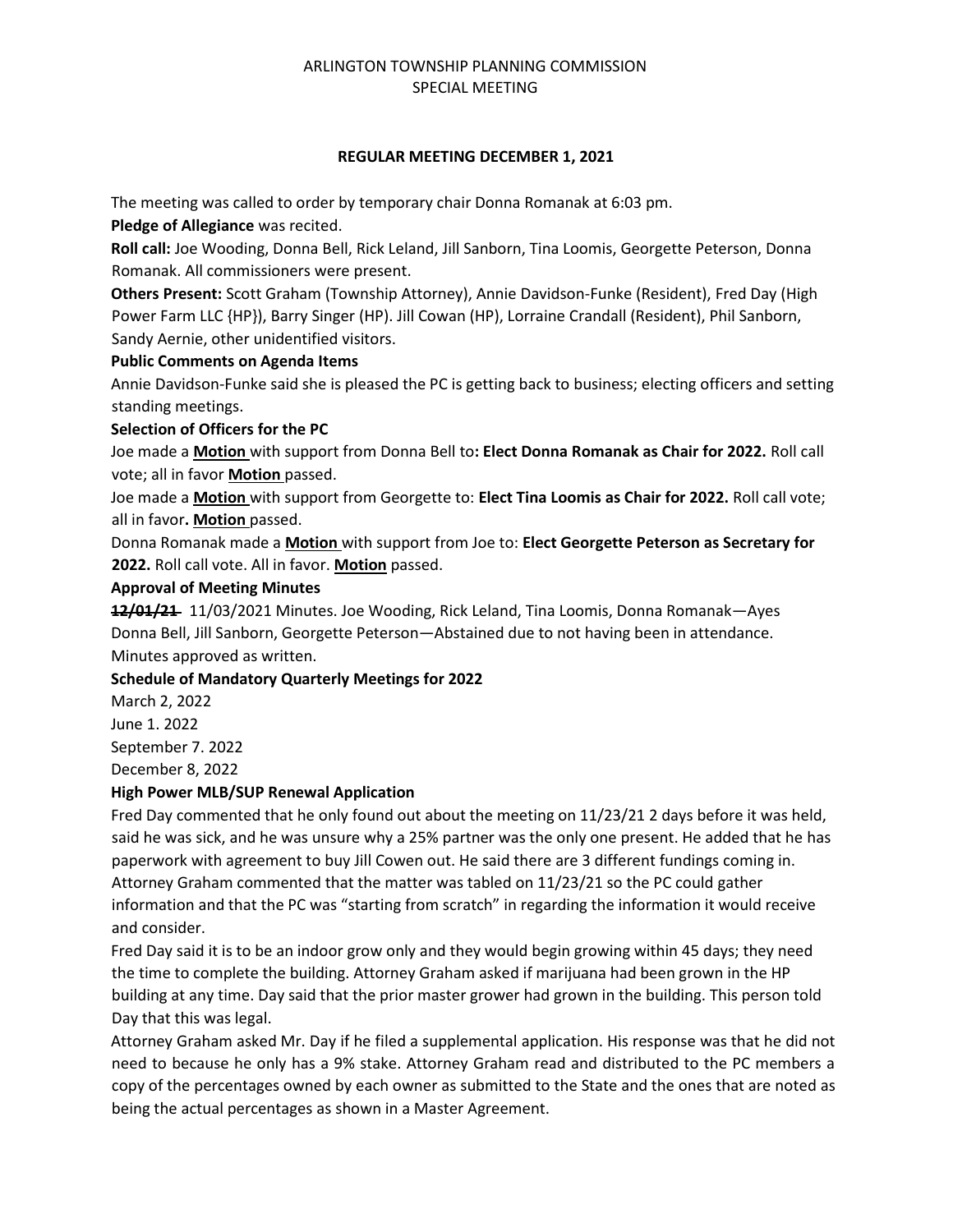ARLINGTON TOWNSHIP PLANNING COMMISSION
SPECIAL MEETING

**REGULAR MEETING DECEMBER 1, 2021**

The meeting was called to order by temporary chair Donna Romanak at 6:03 pm.

**Pledge of Allegiance** was recited.

**Roll call:** Joe Wooding, Donna Bell, Rick Leland, Jill Sanborn, Tina Loomis, Georgette Peterson, Donna Romanak. All commissioners were present.

**Others Present:** Scott Graham (Township Attorney), Annie Davidson-Funke (Resident), Fred Day (High Power Farm LLC {HP}), Barry Singer (HP). Jill Cowan (HP), Lorraine Crandall (Resident), Phil Sanborn, Sandy Aernie, other unidentified visitors.

**Public Comments on Agenda Items**

Annie Davidson-Funke said she is pleased the PC is getting back to business; electing officers and setting standing meetings.

**Selection of Officers for the PC**

Joe made a **Motion** with support from Donna Bell to**: Elect Donna Romanak as Chair for 2022.** Roll call vote; all in favor **Motion** passed.

Joe made a **Motion** with support from Georgette to: **Elect Tina Loomis as Chair for 2022.** Roll call vote; all in favor**. Motion** passed.

Donna Romanak made a **Motion** with support from Joe to: **Elect Georgette Peterson as Secretary for 2022.** Roll call vote. All in favor. **Motion** passed.

**Approval of Meeting Minutes**

~~**12/01/21**~~ 11/03/2021 Minutes. Joe Wooding, Rick Leland, Tina Loomis, Donna Romanak—Ayes
Donna Bell, Jill Sanborn, Georgette Peterson—Abstained due to not having been in attendance.
Minutes approved as written.

**Schedule of Mandatory Quarterly Meetings for 2022**

March 2, 2022
June 1. 2022
September 7. 2022
December 8, 2022

**High Power MLB/SUP Renewal Application**

Fred Day commented that he only found out about the meeting on 11/23/21 2 days before it was held, said he was sick, and he was unsure why a 25% partner was the only one present. He added that he has paperwork with agreement to buy Jill Cowen out. He said there are 3 different fundings coming in. Attorney Graham commented that the matter was tabled on 11/23/21 so the PC could gather information and that the PC was "starting from scratch" in regarding the information it would receive and consider.

Fred Day said it is to be an indoor grow only and they would begin growing within 45 days; they need the time to complete the building. Attorney Graham asked if marijuana had been grown in the HP building at any time. Day said that the prior master grower had grown in the building. This person told Day that this was legal.

Attorney Graham asked Mr. Day if he filed a supplemental application. His response was that he did not need to because he only has a 9% stake. Attorney Graham read and distributed to the PC members a copy of the percentages owned by each owner as submitted to the State and the ones that are noted as being the actual percentages as shown in a Master Agreement.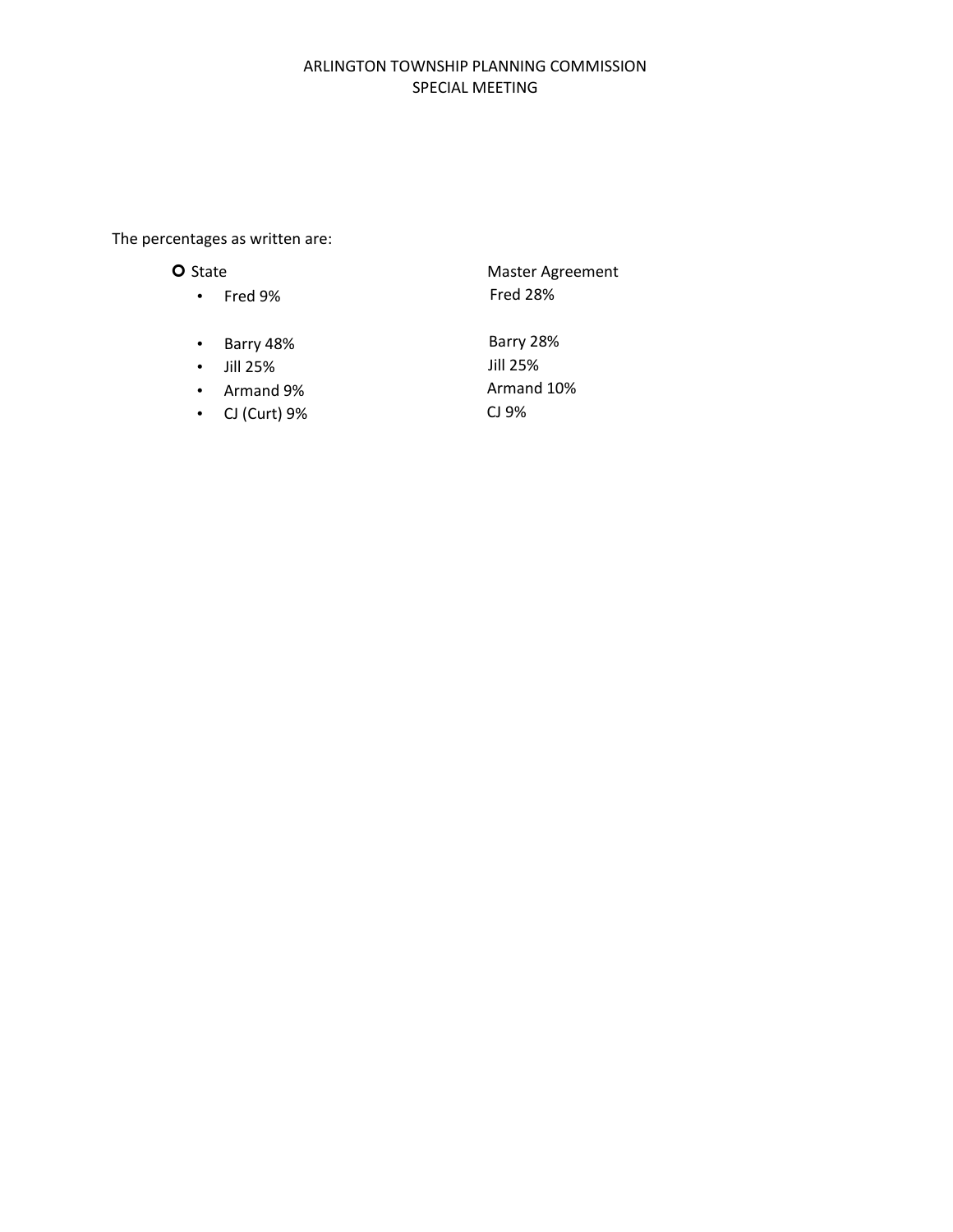ARLINGTON TOWNSHIP PLANNING COMMISSION
SPECIAL MEETING

The percentages as written are:

| State | Master Agreement |
| --- | --- |
| Fred 9% | Fred 28% |
| Barry 48% | Barry 28% |
| Jill 25% | Jill 25% |
| Armand 9% | Armand 10% |
| CJ (Curt) 9% | CJ 9% |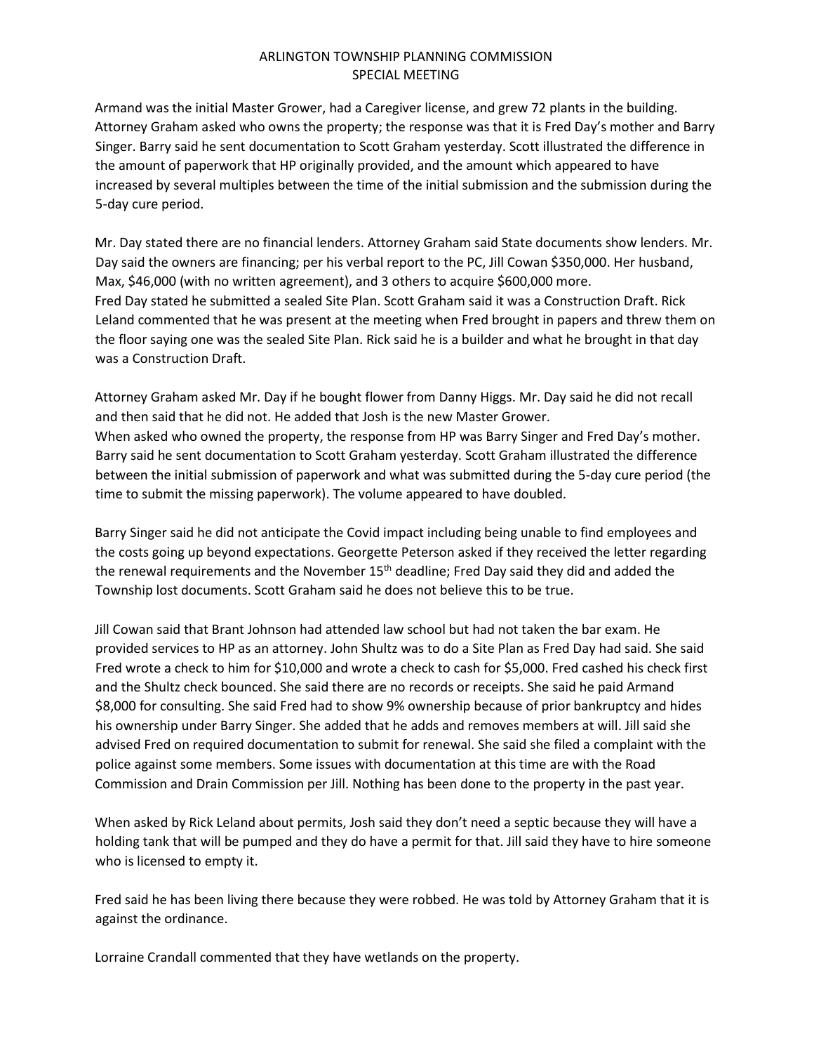ARLINGTON TOWNSHIP PLANNING COMMISSION
SPECIAL MEETING

Armand was the initial Master Grower, had a Caregiver license, and grew 72 plants in the building. Attorney Graham asked who owns the property; the response was that it is Fred Day's mother and Barry Singer. Barry said he sent documentation to Scott Graham yesterday. Scott illustrated the difference in the amount of paperwork that HP originally provided, and the amount which appeared to have increased by several multiples between the time of the initial submission and the submission during the 5-day cure period.

Mr. Day stated there are no financial lenders. Attorney Graham said State documents show lenders. Mr. Day said the owners are financing; per his verbal report to the PC, Jill Cowan $350,000. Her husband, Max, $46,000 (with no written agreement), and 3 others to acquire $600,000 more.
Fred Day stated he submitted a sealed Site Plan. Scott Graham said it was a Construction Draft. Rick Leland commented that he was present at the meeting when Fred brought in papers and threw them on the floor saying one was the sealed Site Plan. Rick said he is a builder and what he brought in that day was a Construction Draft.

Attorney Graham asked Mr. Day if he bought flower from Danny Higgs. Mr. Day said he did not recall and then said that he did not. He added that Josh is the new Master Grower.
When asked who owned the property, the response from HP was Barry Singer and Fred Day's mother. Barry said he sent documentation to Scott Graham yesterday. Scott Graham illustrated the difference between the initial submission of paperwork and what was submitted during the 5-day cure period (the time to submit the missing paperwork). The volume appeared to have doubled.

Barry Singer said he did not anticipate the Covid impact including being unable to find employees and the costs going up beyond expectations. Georgette Peterson asked if they received the letter regarding the renewal requirements and the November 15th deadline; Fred Day said they did and added the Township lost documents. Scott Graham said he does not believe this to be true.

Jill Cowan said that Brant Johnson had attended law school but had not taken the bar exam. He provided services to HP as an attorney. John Shultz was to do a Site Plan as Fred Day had said. She said Fred wrote a check to him for $10,000 and wrote a check to cash for $5,000. Fred cashed his check first and the Shultz check bounced. She said there are no records or receipts. She said he paid Armand $8,000 for consulting. She said Fred had to show 9% ownership because of prior bankruptcy and hides his ownership under Barry Singer. She added that he adds and removes members at will. Jill said she advised Fred on required documentation to submit for renewal. She said she filed a complaint with the police against some members. Some issues with documentation at this time are with the Road Commission and Drain Commission per Jill. Nothing has been done to the property in the past year.

When asked by Rick Leland about permits, Josh said they don't need a septic because they will have a holding tank that will be pumped and they do have a permit for that. Jill said they have to hire someone who is licensed to empty it.

Fred said he has been living there because they were robbed. He was told by Attorney Graham that it is against the ordinance.

Lorraine Crandall commented that they have wetlands on the property.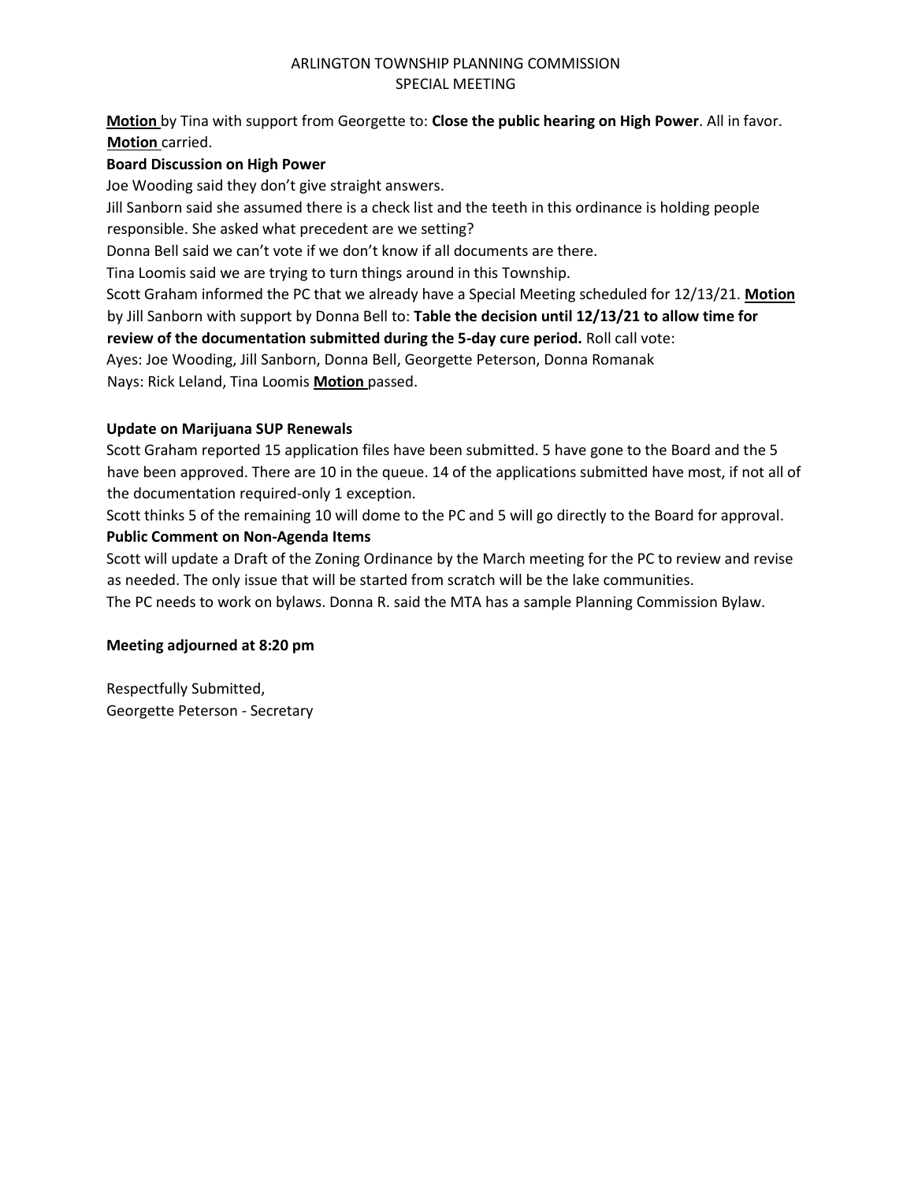ARLINGTON TOWNSHIP PLANNING COMMISSION
SPECIAL MEETING

**Motion** by Tina with support from Georgette to: **Close the public hearing on High Power**. All in favor. **Motion** carried.

**Board Discussion on High Power**

Joe Wooding said they don't give straight answers.

Jill Sanborn said she assumed there is a check list and the teeth in this ordinance is holding people responsible. She asked what precedent are we setting?

Donna Bell said we can't vote if we don't know if all documents are there.

Tina Loomis said we are trying to turn things around in this Township.

Scott Graham informed the PC that we already have a Special Meeting scheduled for 12/13/21. **Motion** by Jill Sanborn with support by Donna Bell to: **Table the decision until 12/13/21 to allow time for review of the documentation submitted during the 5-day cure period.** Roll call vote:

Ayes: Joe Wooding, Jill Sanborn, Donna Bell, Georgette Peterson, Donna Romanak

Nays: Rick Leland, Tina Loomis **Motion** passed.

**Update on Marijuana SUP Renewals**

Scott Graham reported 15 application files have been submitted. 5 have gone to the Board and the 5 have been approved. There are 10 in the queue. 14 of the applications submitted have most, if not all of the documentation required-only 1 exception.

Scott thinks 5 of the remaining 10 will dome to the PC and 5 will go directly to the Board for approval.

**Public Comment on Non-Agenda Items**

Scott will update a Draft of the Zoning Ordinance by the March meeting for the PC to review and revise as needed. The only issue that will be started from scratch will be the lake communities.

The PC needs to work on bylaws. Donna R. said the MTA has a sample Planning Commission Bylaw.

**Meeting adjourned at 8:20 pm**

Respectfully Submitted,
Georgette Peterson - Secretary